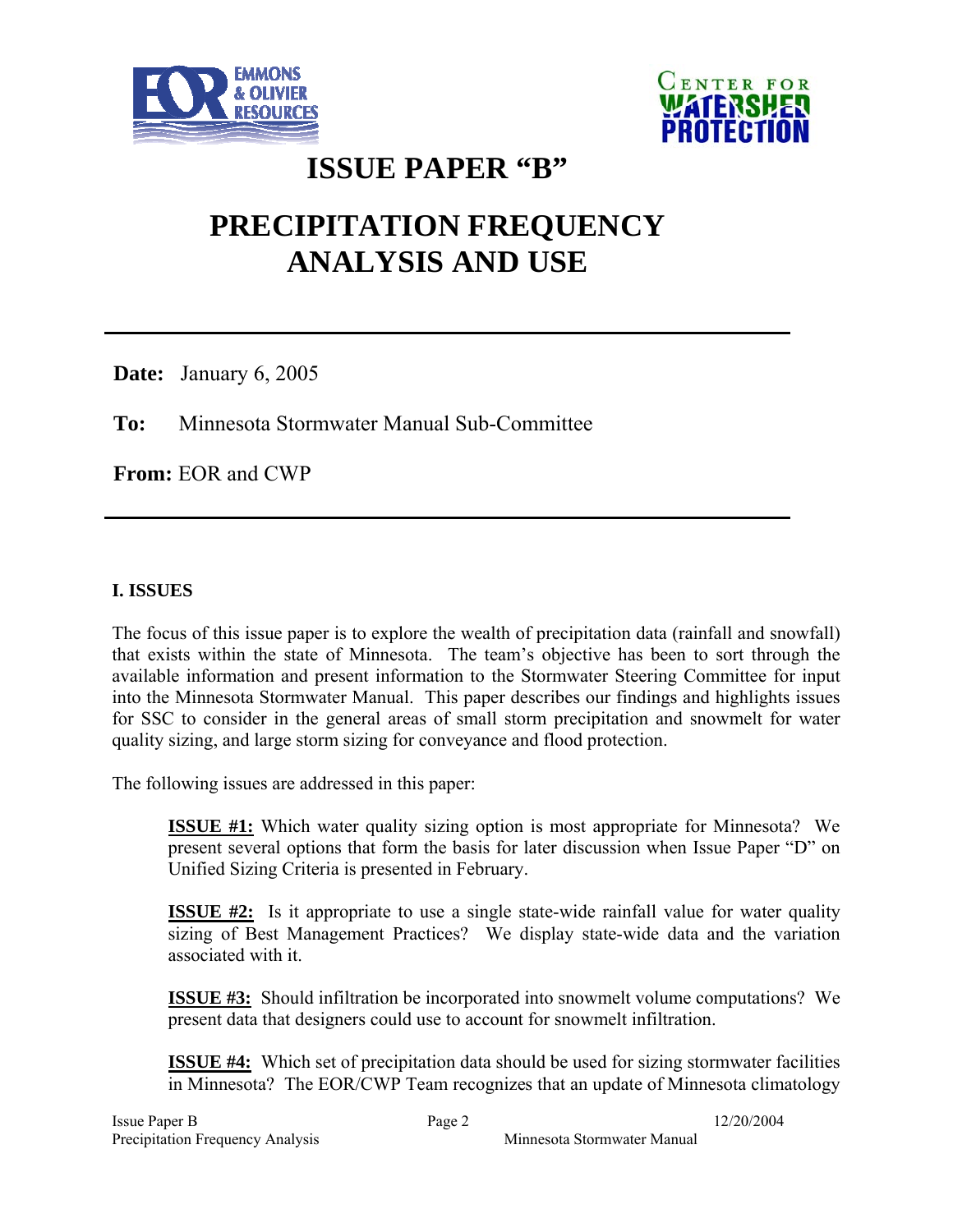# ISSUE PAPER "B"

# PRECIPITATION FREQUENCY ANALYSIS AND USE

---

**Date:** January 6, 2005

**To:** Minnesota Stormwater Manual Sub-Committee

**From:** EOR and CWP

---

## I. ISSUES

The focus of this issue paper is to explore the wealth of precipitation data (rainfall and snowfall) that exists within the state of Minnesota. The team's objective has been to sort through the available information and present information to the Stormwater Steering Committee for input into the Minnesota Stormwater Manual. This paper describes our findings and highlights issues for SSC to consider in the general areas of small storm precipitation and snowmelt for water quality sizing, and large storm sizing for conveyance and flood protection.

The following issues are addressed in this paper:

> **ISSUE #1:** Which water quality sizing option is most appropriate for Minnesota? We present several options that form the basis for later discussion when Issue Paper "D" on Unified Sizing Criteria is presented in February.
>
> **ISSUE #2:** Is it appropriate to use a single state-wide rainfall value for water quality sizing of Best Management Practices? We display state-wide data and the variation associated with it.
>
> **ISSUE #3:** Should infiltration be incorporated into snowmelt volume computations? We present data that designers could use to account for snowmelt infiltration.
>
> **ISSUE #4:** Which set of precipitation data should be used for sizing stormwater facilities in Minnesota? The EOR/CWP Team recognizes that an update of Minnesota climatology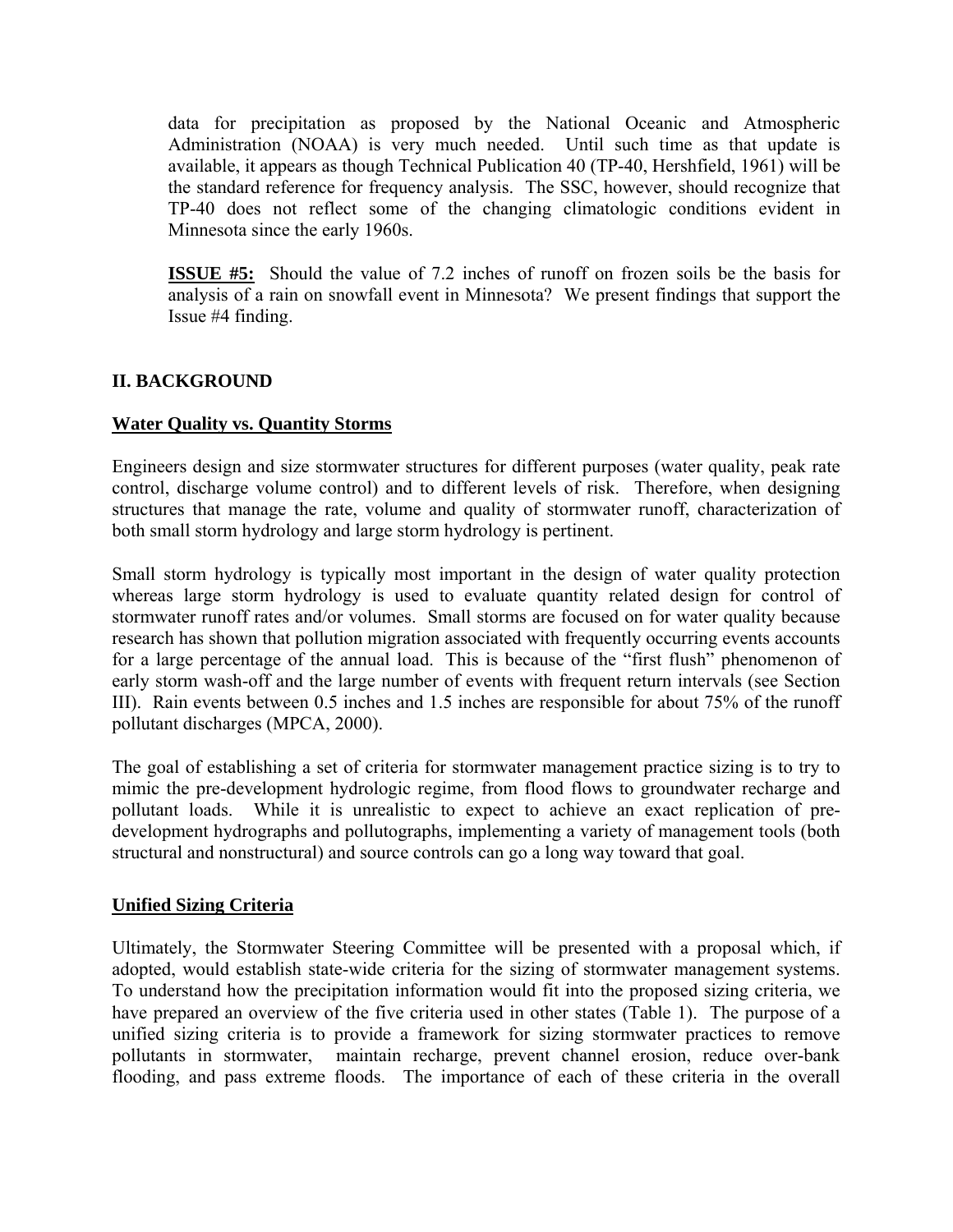data for precipitation as proposed by the National Oceanic and Atmospheric Administration (NOAA) is very much needed. Until such time as that update is available, it appears as though Technical Publication 40 (TP-40, Hershfield, 1961) will be the standard reference for frequency analysis. The SSC, however, should recognize that TP-40 does not reflect some of the changing climatologic conditions evident in Minnesota since the early 1960s.

**ISSUE #5:** Should the value of 7.2 inches of runoff on frozen soils be the basis for analysis of a rain on snowfall event in Minnesota? We present findings that support the Issue #4 finding.

## II. BACKGROUND

### Water Quality vs. Quantity Storms

Engineers design and size stormwater structures for different purposes (water quality, peak rate control, discharge volume control) and to different levels of risk. Therefore, when designing structures that manage the rate, volume and quality of stormwater runoff, characterization of both small storm hydrology and large storm hydrology is pertinent.

Small storm hydrology is typically most important in the design of water quality protection whereas large storm hydrology is used to evaluate quantity related design for control of stormwater runoff rates and/or volumes. Small storms are focused on for water quality because research has shown that pollution migration associated with frequently occurring events accounts for a large percentage of the annual load. This is because of the "first flush" phenomenon of early storm wash-off and the large number of events with frequent return intervals (see Section III). Rain events between 0.5 inches and 1.5 inches are responsible for about 75% of the runoff pollutant discharges (MPCA, 2000).

The goal of establishing a set of criteria for stormwater management practice sizing is to try to mimic the pre-development hydrologic regime, from flood flows to groundwater recharge and pollutant loads. While it is unrealistic to expect to achieve an exact replication of pre-development hydrographs and pollutographs, implementing a variety of management tools (both structural and nonstructural) and source controls can go a long way toward that goal.

### Unified Sizing Criteria

Ultimately, the Stormwater Steering Committee will be presented with a proposal which, if adopted, would establish state-wide criteria for the sizing of stormwater management systems. To understand how the precipitation information would fit into the proposed sizing criteria, we have prepared an overview of the five criteria used in other states (Table 1). The purpose of a unified sizing criteria is to provide a framework for sizing stormwater practices to remove pollutants in stormwater, maintain recharge, prevent channel erosion, reduce over-bank flooding, and pass extreme floods. The importance of each of these criteria in the overall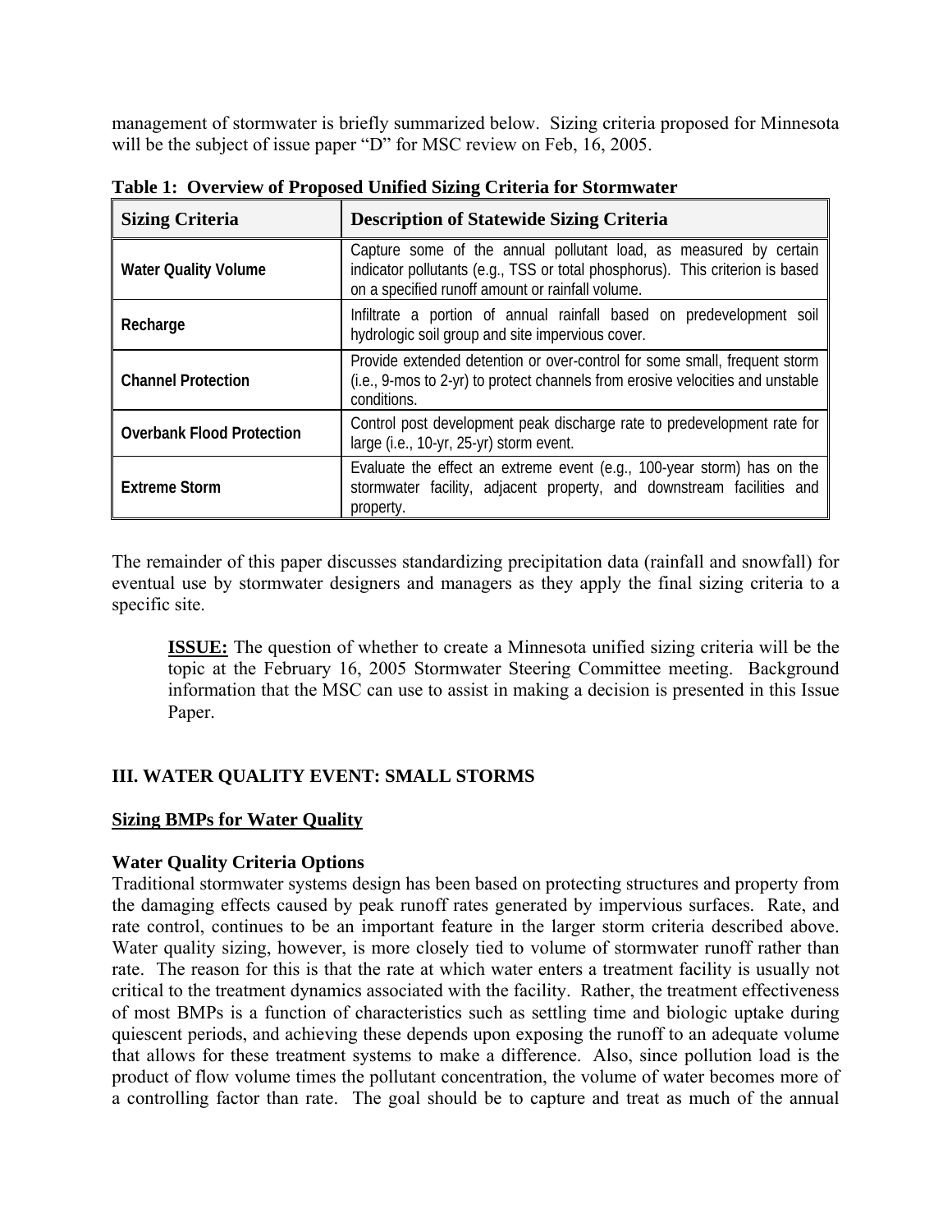management of stormwater is briefly summarized below. Sizing criteria proposed for Minnesota will be the subject of issue paper "D" for MSC review on Feb, 16, 2005.

**Table 1: Overview of Proposed Unified Sizing Criteria for Stormwater**

| Sizing Criteria | Description of Statewide Sizing Criteria |
|---|---|
| **Water Quality Volume** | Capture some of the annual pollutant load, as measured by certain indicator pollutants (e.g., TSS or total phosphorus). This criterion is based on a specified runoff amount or rainfall volume. |
| **Recharge** | Infiltrate a portion of annual rainfall based on predevelopment soil hydrologic soil group and site impervious cover. |
| **Channel Protection** | Provide extended detention or over-control for some small, frequent storm (i.e., 9-mos to 2-yr) to protect channels from erosive velocities and unstable conditions. |
| **Overbank Flood Protection** | Control post development peak discharge rate to predevelopment rate for large (i.e., 10-yr, 25-yr) storm event. |
| **Extreme Storm** | Evaluate the effect an extreme event (e.g., 100-year storm) has on the stormwater facility, adjacent property, and downstream facilities and property. |

The remainder of this paper discusses standardizing precipitation data (rainfall and snowfall) for eventual use by stormwater designers and managers as they apply the final sizing criteria to a specific site.

> **ISSUE:** The question of whether to create a Minnesota unified sizing criteria will be the topic at the February 16, 2005 Stormwater Steering Committee meeting. Background information that the MSC can use to assist in making a decision is presented in this Issue Paper.

## III. WATER QUALITY EVENT: SMALL STORMS

### Sizing BMPs for Water Quality

#### Water Quality Criteria Options

Traditional stormwater systems design has been based on protecting structures and property from the damaging effects caused by peak runoff rates generated by impervious surfaces. Rate, and rate control, continues to be an important feature in the larger storm criteria described above. Water quality sizing, however, is more closely tied to volume of stormwater runoff rather than rate. The reason for this is that the rate at which water enters a treatment facility is usually not critical to the treatment dynamics associated with the facility. Rather, the treatment effectiveness of most BMPs is a function of characteristics such as settling time and biologic uptake during quiescent periods, and achieving these depends upon exposing the runoff to an adequate volume that allows for these treatment systems to make a difference. Also, since pollution load is the product of flow volume times the pollutant concentration, the volume of water becomes more of a controlling factor than rate. The goal should be to capture and treat as much of the annual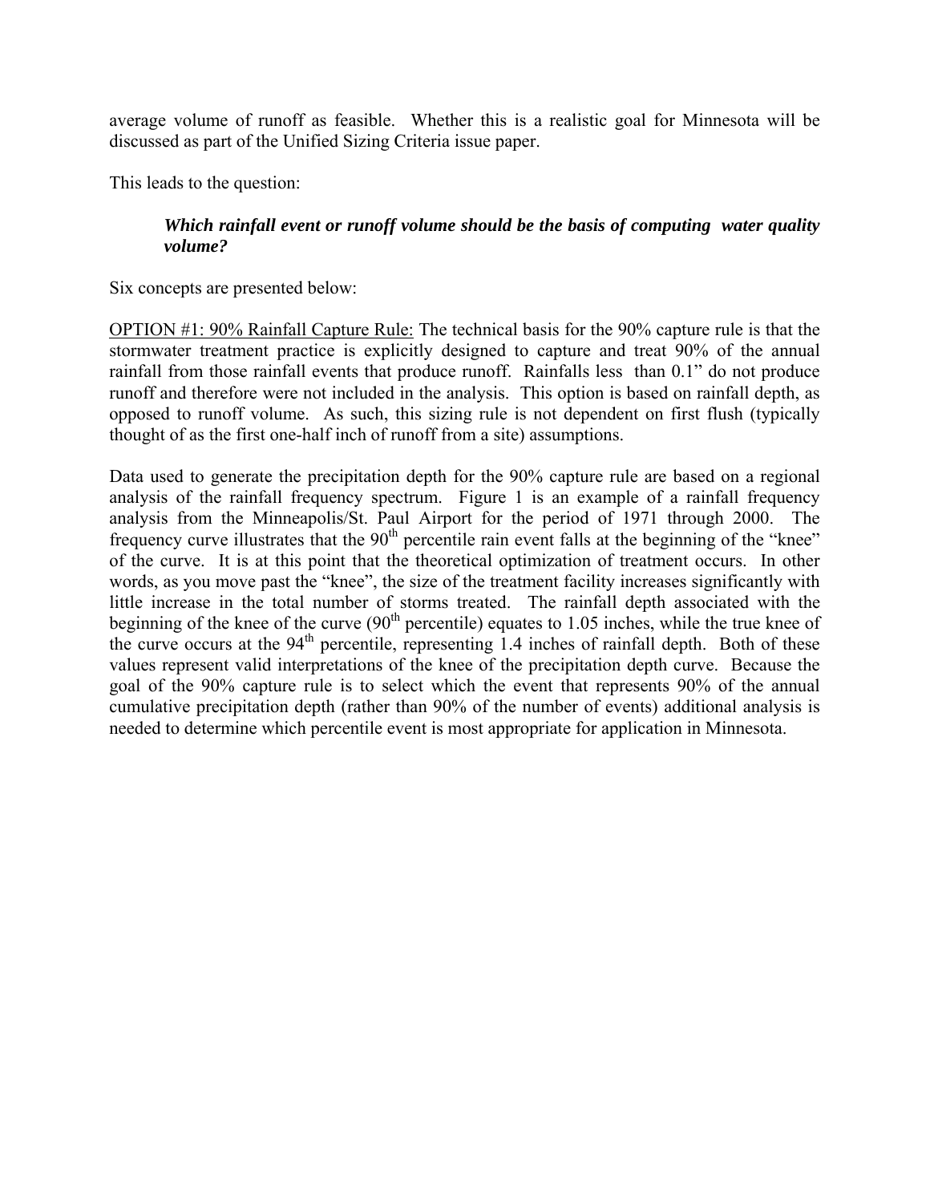average volume of runoff as feasible. Whether this is a realistic goal for Minnesota will be discussed as part of the Unified Sizing Criteria issue paper.

This leads to the question:

> ***Which rainfall event or runoff volume should be the basis of computing water quality volume?***

Six concepts are presented below:

<u>OPTION #1: 90% Rainfall Capture Rule:</u> The technical basis for the 90% capture rule is that the stormwater treatment practice is explicitly designed to capture and treat 90% of the annual rainfall from those rainfall events that produce runoff. Rainfalls less than 0.1" do not produce runoff and therefore were not included in the analysis. This option is based on rainfall depth, as opposed to runoff volume. As such, this sizing rule is not dependent on first flush (typically thought of as the first one-half inch of runoff from a site) assumptions.

Data used to generate the precipitation depth for the 90% capture rule are based on a regional analysis of the rainfall frequency spectrum. Figure 1 is an example of a rainfall frequency analysis from the Minneapolis/St. Paul Airport for the period of 1971 through 2000. The frequency curve illustrates that the 90th percentile rain event falls at the beginning of the "knee" of the curve. It is at this point that the theoretical optimization of treatment occurs. In other words, as you move past the "knee", the size of the treatment facility increases significantly with little increase in the total number of storms treated. The rainfall depth associated with the beginning of the knee of the curve (90th percentile) equates to 1.05 inches, while the true knee of the curve occurs at the 94th percentile, representing 1.4 inches of rainfall depth. Both of these values represent valid interpretations of the knee of the precipitation depth curve. Because the goal of the 90% capture rule is to select which the event that represents 90% of the annual cumulative precipitation depth (rather than 90% of the number of events) additional analysis is needed to determine which percentile event is most appropriate for application in Minnesota.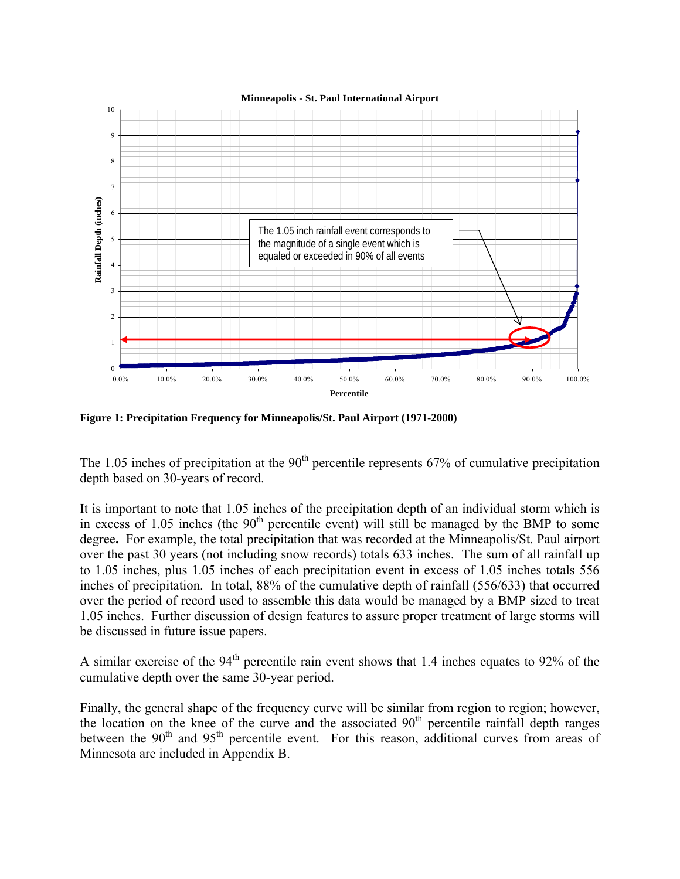Figure 1: Precipitation Frequency for Minneapolis/St. Paul Airport (1971-2000)

The 1.05 inches of precipitation at the 90th percentile represents 67% of cumulative precipitation depth based on 30-years of record.

It is important to note that 1.05 inches of the precipitation depth of an individual storm which is in excess of 1.05 inches (the 90th percentile event) will still be managed by the BMP to some degree**.** For example, the total precipitation that was recorded at the Minneapolis/St. Paul airport over the past 30 years (not including snow records) totals 633 inches. The sum of all rainfall up to 1.05 inches, plus 1.05 inches of each precipitation event in excess of 1.05 inches totals 556 inches of precipitation. In total, 88% of the cumulative depth of rainfall (556/633) that occurred over the period of record used to assemble this data would be managed by a BMP sized to treat 1.05 inches. Further discussion of design features to assure proper treatment of large storms will be discussed in future issue papers.

A similar exercise of the 94th percentile rain event shows that 1.4 inches equates to 92% of the cumulative depth over the same 30-year period.

Finally, the general shape of the frequency curve will be similar from region to region; however, the location on the knee of the curve and the associated 90th percentile rainfall depth ranges between the 90th and 95th percentile event. For this reason, additional curves from areas of Minnesota are included in Appendix B.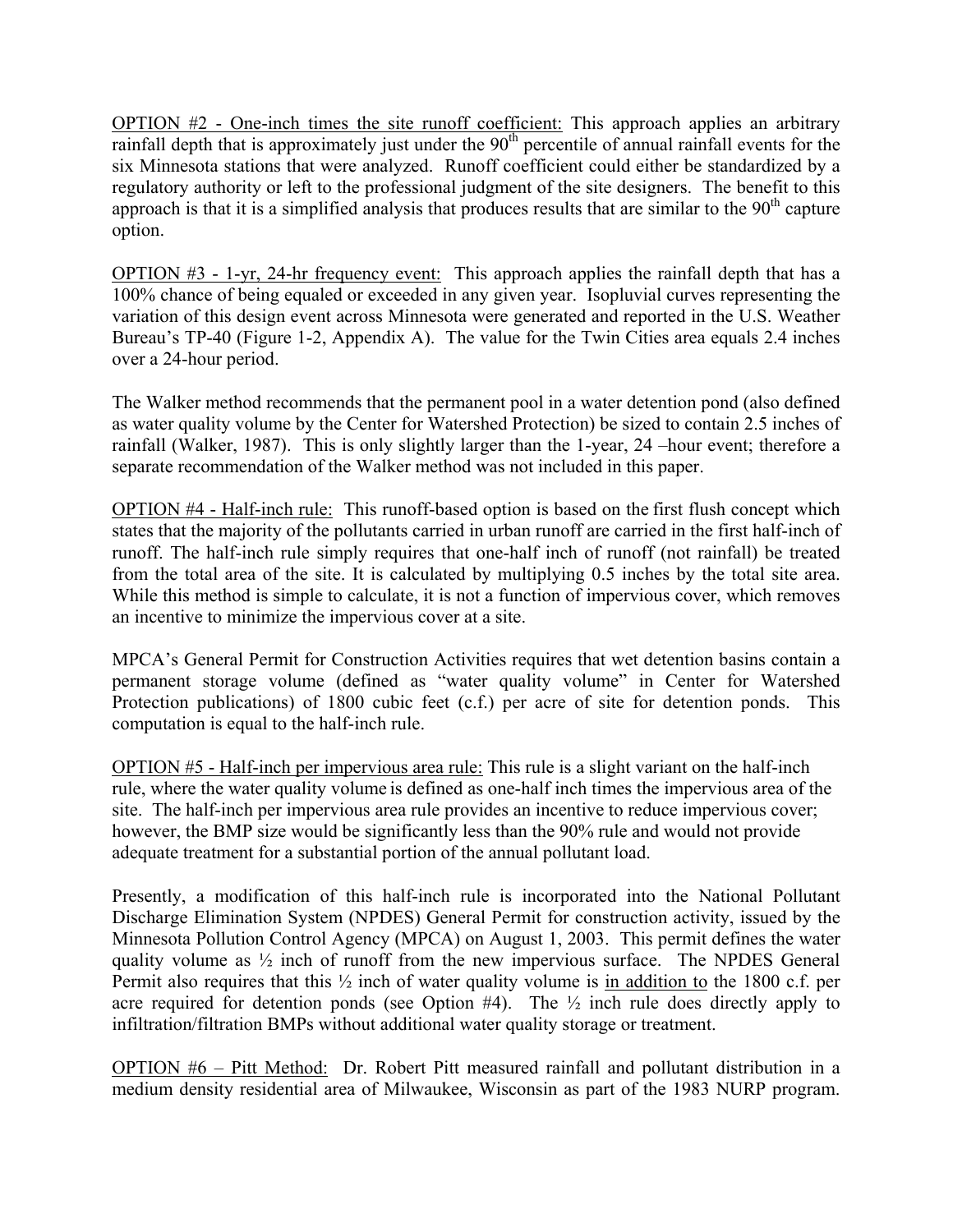OPTION #2 - One-inch times the site runoff coefficient: This approach applies an arbitrary rainfall depth that is approximately just under the 90th percentile of annual rainfall events for the six Minnesota stations that were analyzed. Runoff coefficient could either be standardized by a regulatory authority or left to the professional judgment of the site designers. The benefit to this approach is that it is a simplified analysis that produces results that are similar to the 90th capture option.

OPTION #3 - 1-yr, 24-hr frequency event: This approach applies the rainfall depth that has a 100% chance of being equaled or exceeded in any given year. Isopluvial curves representing the variation of this design event across Minnesota were generated and reported in the U.S. Weather Bureau's TP-40 (Figure 1-2, Appendix A). The value for the Twin Cities area equals 2.4 inches over a 24-hour period.

The Walker method recommends that the permanent pool in a water detention pond (also defined as water quality volume by the Center for Watershed Protection) be sized to contain 2.5 inches of rainfall (Walker, 1987). This is only slightly larger than the 1-year, 24 –hour event; therefore a separate recommendation of the Walker method was not included in this paper.

OPTION #4 - Half-inch rule: This runoff-based option is based on the first flush concept which states that the majority of the pollutants carried in urban runoff are carried in the first half-inch of runoff. The half-inch rule simply requires that one-half inch of runoff (not rainfall) be treated from the total area of the site. It is calculated by multiplying 0.5 inches by the total site area. While this method is simple to calculate, it is not a function of impervious cover, which removes an incentive to minimize the impervious cover at a site.

MPCA's General Permit for Construction Activities requires that wet detention basins contain a permanent storage volume (defined as "water quality volume" in Center for Watershed Protection publications) of 1800 cubic feet (c.f.) per acre of site for detention ponds. This computation is equal to the half-inch rule.

OPTION #5 - Half-inch per impervious area rule: This rule is a slight variant on the half-inch rule, where the water quality volume is defined as one-half inch times the impervious area of the site. The half-inch per impervious area rule provides an incentive to reduce impervious cover; however, the BMP size would be significantly less than the 90% rule and would not provide adequate treatment for a substantial portion of the annual pollutant load.

Presently, a modification of this half-inch rule is incorporated into the National Pollutant Discharge Elimination System (NPDES) General Permit for construction activity, issued by the Minnesota Pollution Control Agency (MPCA) on August 1, 2003. This permit defines the water quality volume as ½ inch of runoff from the new impervious surface. The NPDES General Permit also requires that this ½ inch of water quality volume is in addition to the 1800 c.f. per acre required for detention ponds (see Option #4). The ½ inch rule does directly apply to infiltration/filtration BMPs without additional water quality storage or treatment.

OPTION #6 – Pitt Method: Dr. Robert Pitt measured rainfall and pollutant distribution in a medium density residential area of Milwaukee, Wisconsin as part of the 1983 NURP program.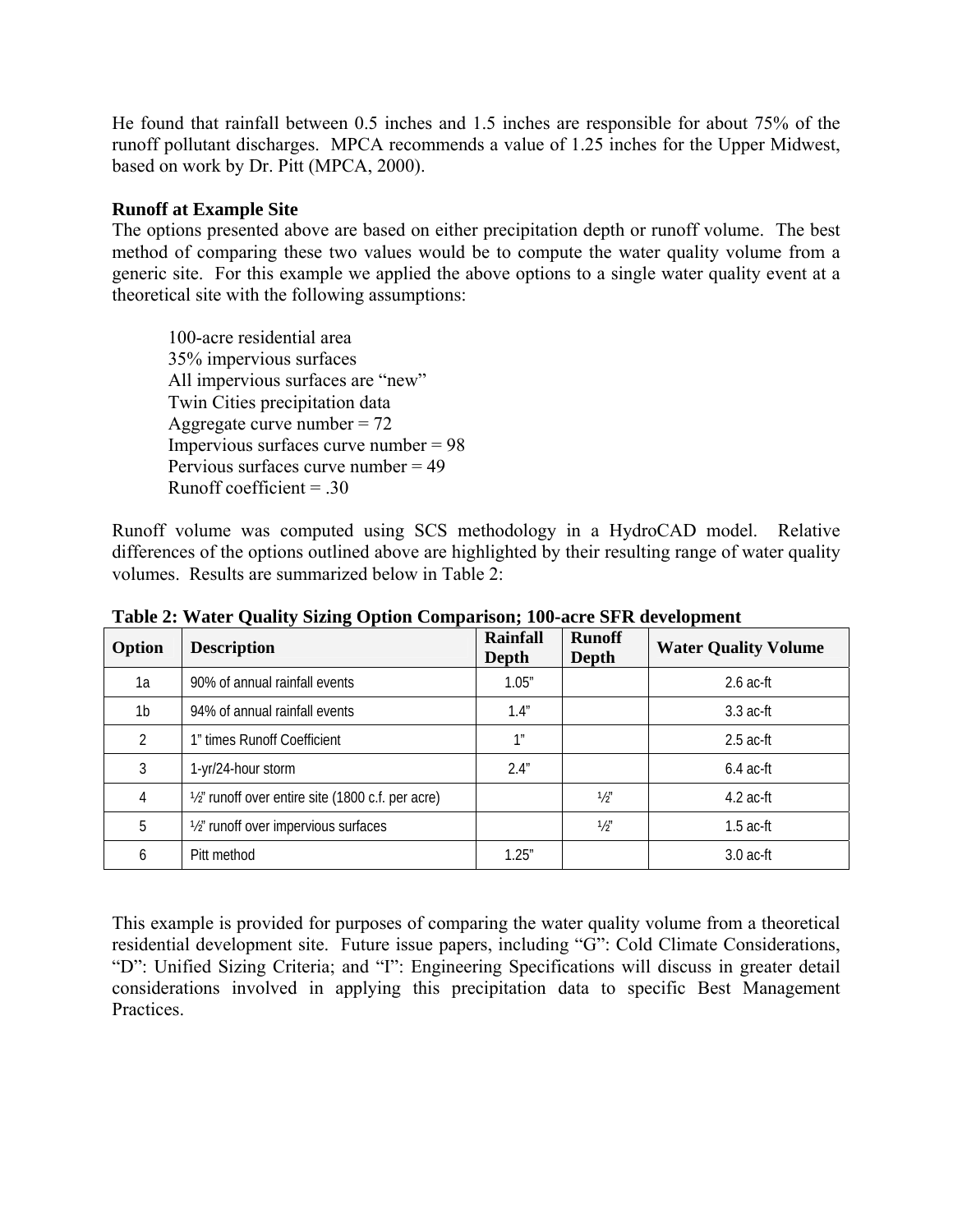He found that rainfall between 0.5 inches and 1.5 inches are responsible for about 75% of the runoff pollutant discharges. MPCA recommends a value of 1.25 inches for the Upper Midwest, based on work by Dr. Pitt (MPCA, 2000).

**Runoff at Example Site**

The options presented above are based on either precipitation depth or runoff volume. The best method of comparing these two values would be to compute the water quality volume from a generic site. For this example we applied the above options to a single water quality event at a theoretical site with the following assumptions:

> 100-acre residential area
> 35% impervious surfaces
> All impervious surfaces are "new"
> Twin Cities precipitation data
> Aggregate curve number = 72
> Impervious surfaces curve number = 98
> Pervious surfaces curve number = 49
> Runoff coefficient = .30

Runoff volume was computed using SCS methodology in a HydroCAD model. Relative differences of the options outlined above are highlighted by their resulting range of water quality volumes. Results are summarized below in Table 2:

**Table 2: Water Quality Sizing Option Comparison; 100-acre SFR development**

| Option | Description | Rainfall Depth | Runoff Depth | Water Quality Volume |
|---|---|---|---|---|
| 1a | 90% of annual rainfall events | 1.05" | | 2.6 ac-ft |
| 1b | 94% of annual rainfall events | 1.4" | | 3.3 ac-ft |
| 2 | 1" times Runoff Coefficient | 1" | | 2.5 ac-ft |
| 3 | 1-yr/24-hour storm | 2.4" | | 6.4 ac-ft |
| 4 | ½" runoff over entire site (1800 c.f. per acre) | | ½" | 4.2 ac-ft |
| 5 | ½" runoff over impervious surfaces | | ½" | 1.5 ac-ft |
| 6 | Pitt method | 1.25" | | 3.0 ac-ft |

This example is provided for purposes of comparing the water quality volume from a theoretical residential development site. Future issue papers, including "G": Cold Climate Considerations, "D": Unified Sizing Criteria; and "I": Engineering Specifications will discuss in greater detail considerations involved in applying this precipitation data to specific Best Management Practices.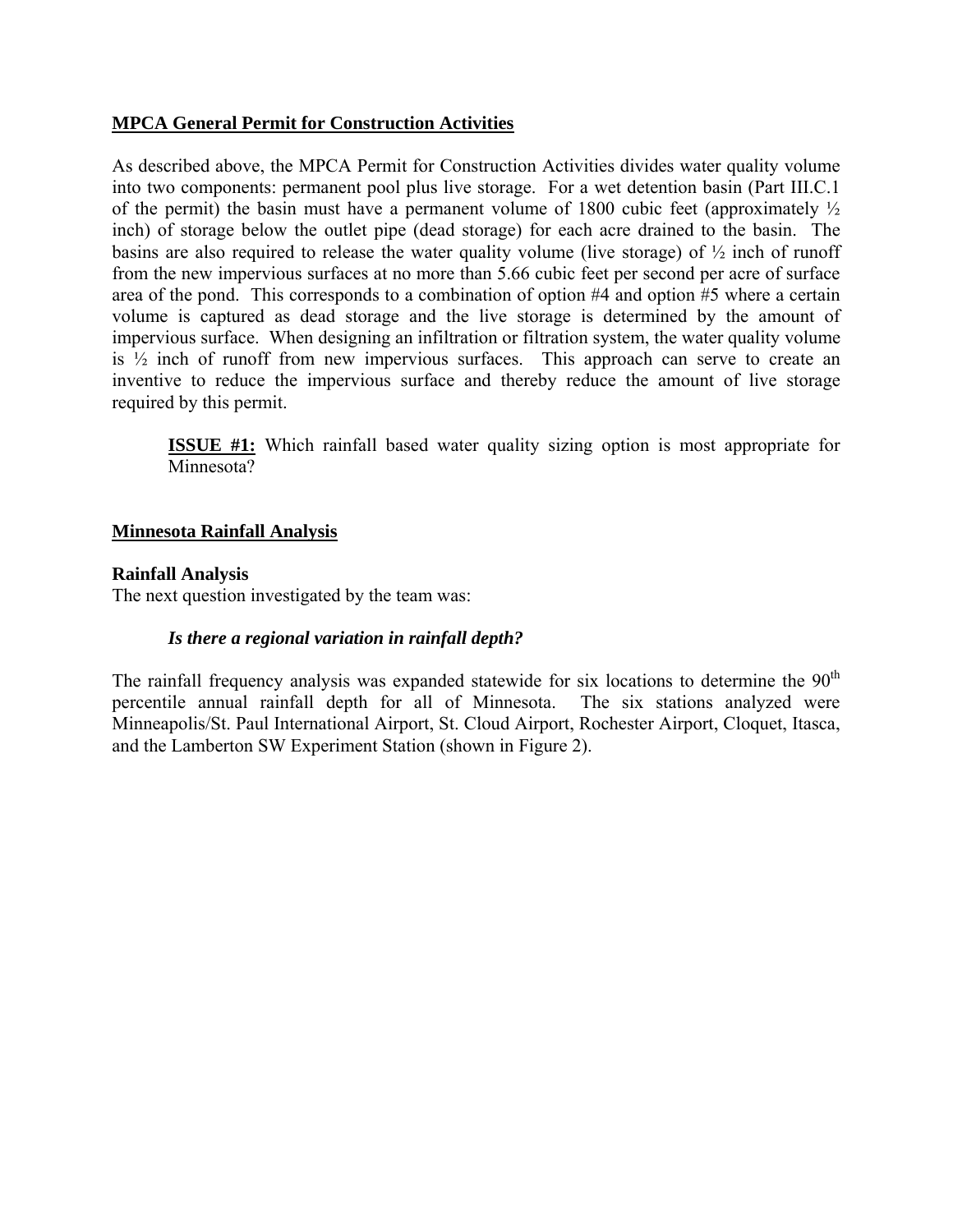## MPCA General Permit for Construction Activities

As described above, the MPCA Permit for Construction Activities divides water quality volume into two components: permanent pool plus live storage. For a wet detention basin (Part III.C.1 of the permit) the basin must have a permanent volume of 1800 cubic feet (approximately ½ inch) of storage below the outlet pipe (dead storage) for each acre drained to the basin. The basins are also required to release the water quality volume (live storage) of ½ inch of runoff from the new impervious surfaces at no more than 5.66 cubic feet per second per acre of surface area of the pond. This corresponds to a combination of option #4 and option #5 where a certain volume is captured as dead storage and the live storage is determined by the amount of impervious surface. When designing an infiltration or filtration system, the water quality volume is ½ inch of runoff from new impervious surfaces. This approach can serve to create an inventive to reduce the impervious surface and thereby reduce the amount of live storage required by this permit.

> **ISSUE #1:** Which rainfall based water quality sizing option is most appropriate for Minnesota?

## Minnesota Rainfall Analysis

### Rainfall Analysis

The next question investigated by the team was:

> ***Is there a regional variation in rainfall depth?***

The rainfall frequency analysis was expanded statewide for six locations to determine the 90th percentile annual rainfall depth for all of Minnesota. The six stations analyzed were Minneapolis/St. Paul International Airport, St. Cloud Airport, Rochester Airport, Cloquet, Itasca, and the Lamberton SW Experiment Station (shown in Figure 2).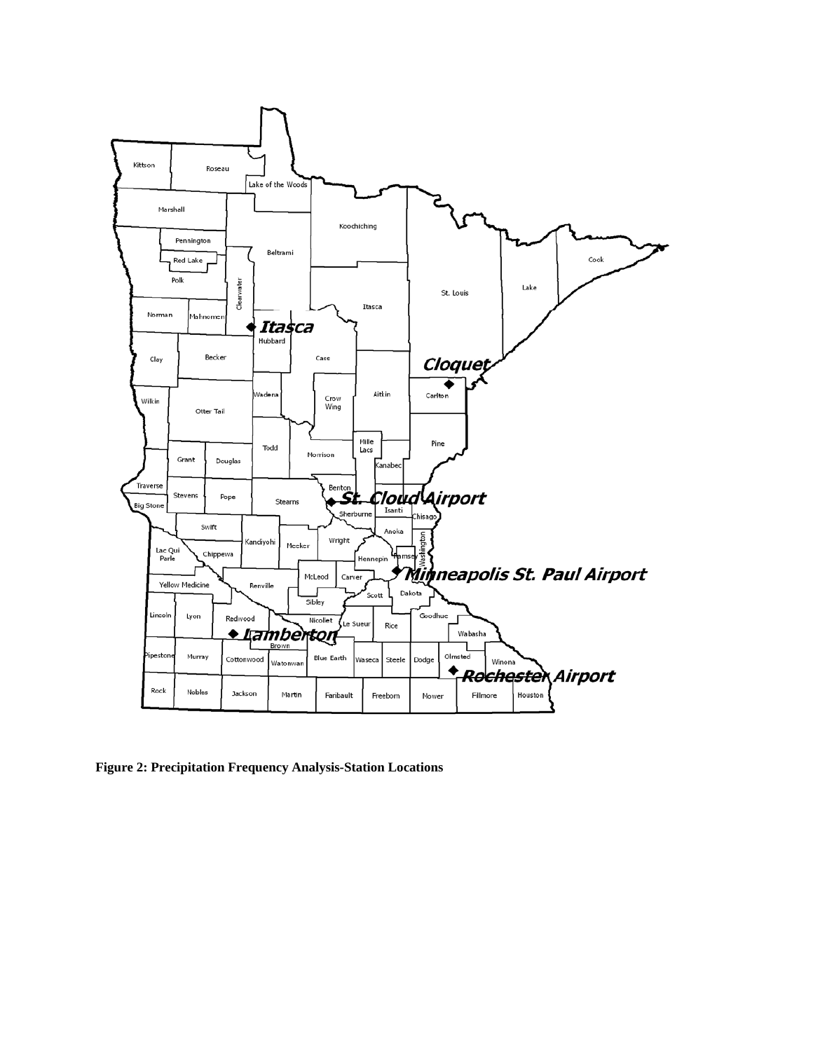**Figure 2: Precipitation Frequency Analysis-Station Locations**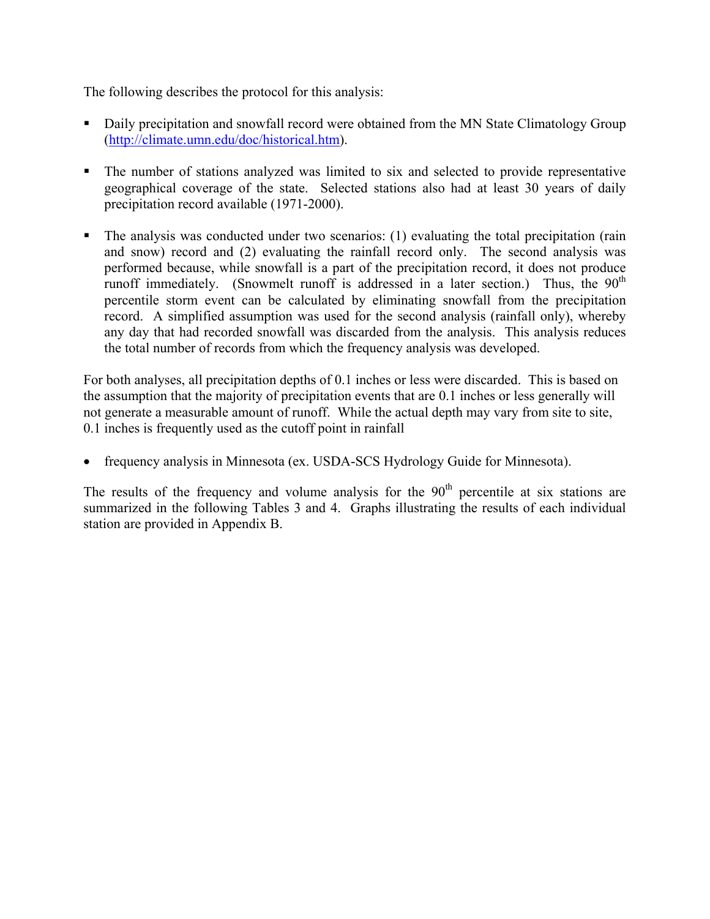The following describes the protocol for this analysis:

- Daily precipitation and snowfall record were obtained from the MN State Climatology Group (http://climate.umn.edu/doc/historical.htm).

- The number of stations analyzed was limited to six and selected to provide representative geographical coverage of the state. Selected stations also had at least 30 years of daily precipitation record available (1971-2000).

- The analysis was conducted under two scenarios: (1) evaluating the total precipitation (rain and snow) record and (2) evaluating the rainfall record only. The second analysis was performed because, while snowfall is a part of the precipitation record, it does not produce runoff immediately. (Snowmelt runoff is addressed in a later section.) Thus, the 90th percentile storm event can be calculated by eliminating snowfall from the precipitation record. A simplified assumption was used for the second analysis (rainfall only), whereby any day that had recorded snowfall was discarded from the analysis. This analysis reduces the total number of records from which the frequency analysis was developed.

For both analyses, all precipitation depths of 0.1 inches or less were discarded. This is based on the assumption that the majority of precipitation events that are 0.1 inches or less generally will not generate a measurable amount of runoff. While the actual depth may vary from site to site, 0.1 inches is frequently used as the cutoff point in rainfall

- frequency analysis in Minnesota (ex. USDA-SCS Hydrology Guide for Minnesota).

The results of the frequency and volume analysis for the 90th percentile at six stations are summarized in the following Tables 3 and 4. Graphs illustrating the results of each individual station are provided in Appendix B.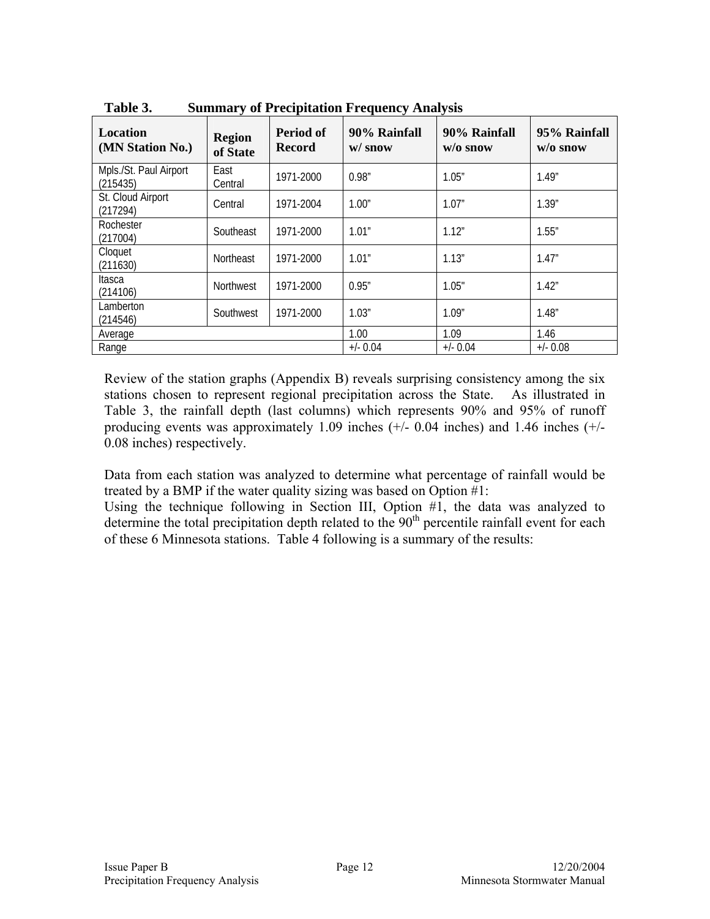**Table 3. Summary of Precipitation Frequency Analysis**

| Location (MN Station No.) | Region of State | Period of Record | 90% Rainfall w/ snow | 90% Rainfall w/o snow | 95% Rainfall w/o snow |
|---|---|---|---|---|---|
| Mpls./St. Paul Airport (215435) | East Central | 1971-2000 | 0.98" | 1.05" | 1.49" |
| St. Cloud Airport (217294) | Central | 1971-2004 | 1.00" | 1.07" | 1.39" |
| Rochester (217004) | Southeast | 1971-2000 | 1.01" | 1.12" | 1.55" |
| Cloquet (211630) | Northeast | 1971-2000 | 1.01" | 1.13" | 1.47" |
| Itasca (214106) | Northwest | 1971-2000 | 0.95" | 1.05" | 1.42" |
| Lamberton (214546) | Southwest | 1971-2000 | 1.03" | 1.09" | 1.48" |
| Average | | | 1.00 | 1.09 | 1.46 |
| Range | | | +/- 0.04 | +/- 0.04 | +/- 0.08 |

Review of the station graphs (Appendix B) reveals surprising consistency among the six stations chosen to represent regional precipitation across the State. As illustrated in Table 3, the rainfall depth (last columns) which represents 90% and 95% of runoff producing events was approximately 1.09 inches (+/- 0.04 inches) and 1.46 inches (+/- 0.08 inches) respectively.

Data from each station was analyzed to determine what percentage of rainfall would be treated by a BMP if the water quality sizing was based on Option #1:
Using the technique following in Section III, Option #1, the data was analyzed to determine the total precipitation depth related to the 90th percentile rainfall event for each of these 6 Minnesota stations. Table 4 following is a summary of the results: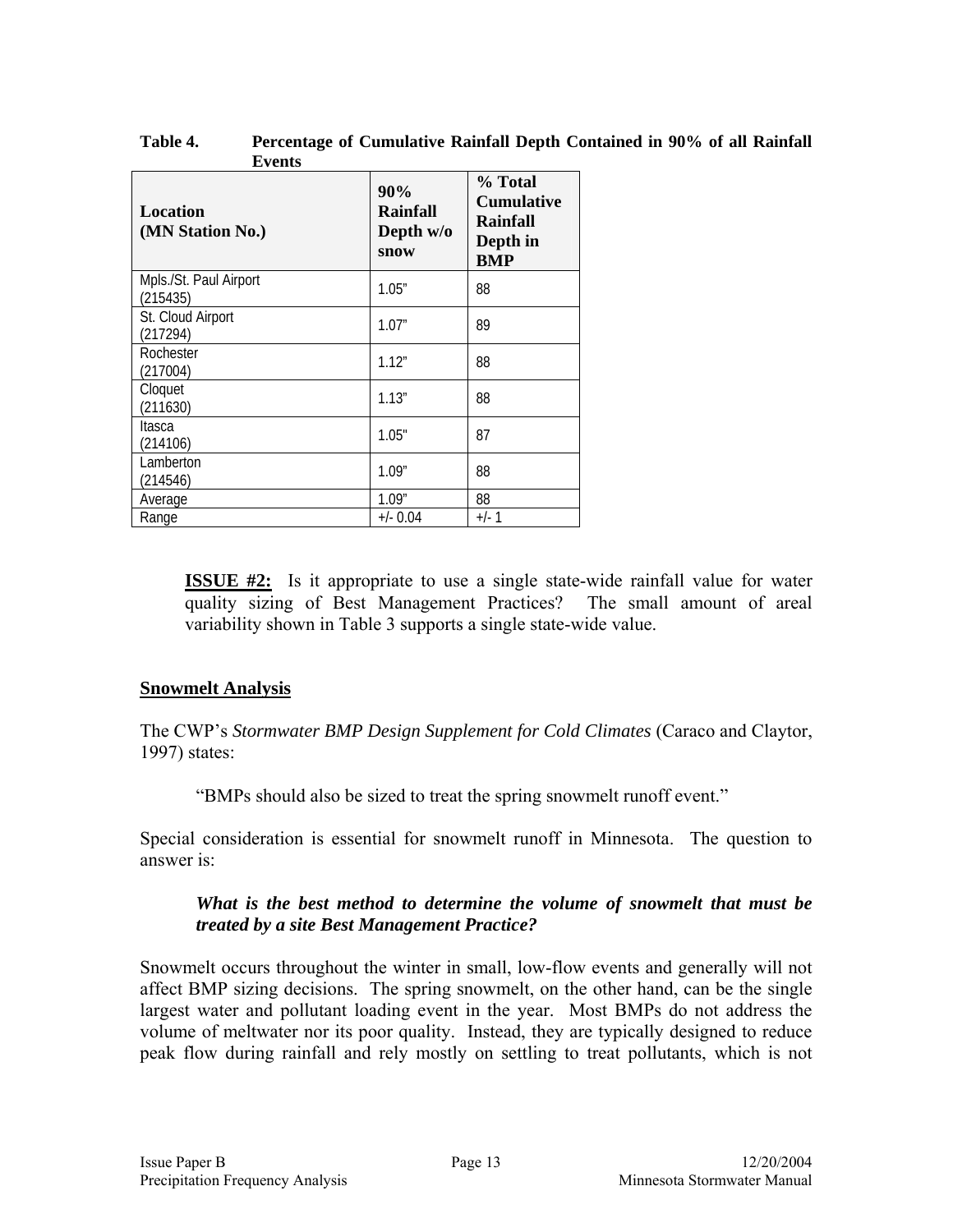**Table 4. Percentage of Cumulative Rainfall Depth Contained in 90% of all Rainfall Events**

| Location (MN Station No.) | 90% Rainfall Depth w/o snow | % Total Cumulative Rainfall Depth in BMP |
|---|---|---|
| Mpls./St. Paul Airport (215435) | 1.05" | 88 |
| St. Cloud Airport (217294) | 1.07" | 89 |
| Rochester (217004) | 1.12" | 88 |
| Cloquet (211630) | 1.13" | 88 |
| Itasca (214106) | 1.05" | 87 |
| Lamberton (214546) | 1.09" | 88 |
| Average | 1.09" | 88 |
| Range | +/- 0.04 | +/- 1 |

> **ISSUE #2:** Is it appropriate to use a single state-wide rainfall value for water quality sizing of Best Management Practices? The small amount of areal variability shown in Table 3 supports a single state-wide value.

## Snowmelt Analysis

The CWP's *Stormwater BMP Design Supplement for Cold Climates* (Caraco and Claytor, 1997) states:

> "BMPs should also be sized to treat the spring snowmelt runoff event."

Special consideration is essential for snowmelt runoff in Minnesota. The question to answer is:

> ***What is the best method to determine the volume of snowmelt that must be treated by a site Best Management Practice?***

Snowmelt occurs throughout the winter in small, low-flow events and generally will not affect BMP sizing decisions. The spring snowmelt, on the other hand, can be the single largest water and pollutant loading event in the year. Most BMPs do not address the volume of meltwater nor its poor quality. Instead, they are typically designed to reduce peak flow during rainfall and rely mostly on settling to treat pollutants, which is not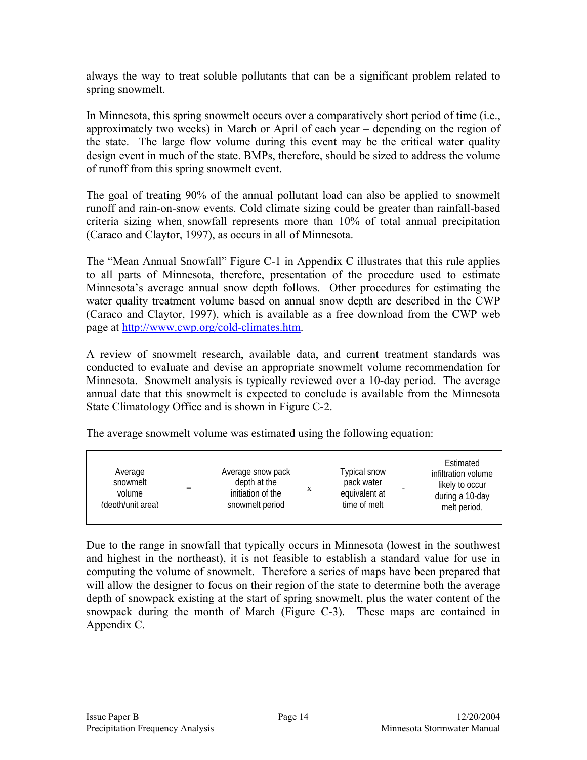always the way to treat soluble pollutants that can be a significant problem related to spring snowmelt.

In Minnesota, this spring snowmelt occurs over a comparatively short period of time (i.e., approximately two weeks) in March or April of each year – depending on the region of the state. The large flow volume during this event may be the critical water quality design event in much of the state. BMPs, therefore, should be sized to address the volume of runoff from this spring snowmelt event.

The goal of treating 90% of the annual pollutant load can also be applied to snowmelt runoff and rain-on-snow events. Cold climate sizing could be greater than rainfall-based criteria sizing when snowfall represents more than 10% of total annual precipitation (Caraco and Claytor, 1997), as occurs in all of Minnesota.

The "Mean Annual Snowfall" Figure C-1 in Appendix C illustrates that this rule applies to all parts of Minnesota, therefore, presentation of the procedure used to estimate Minnesota's average annual snow depth follows. Other procedures for estimating the water quality treatment volume based on annual snow depth are described in the CWP (Caraco and Claytor, 1997), which is available as a free download from the CWP web page at http://www.cwp.org/cold-climates.htm.

A review of snowmelt research, available data, and current treatment standards was conducted to evaluate and devise an appropriate snowmelt volume recommendation for Minnesota. Snowmelt analysis is typically reviewed over a 10-day period. The average annual date that this snowmelt is expected to conclude is available from the Minnesota State Climatology Office and is shown in Figure C-2.

The average snowmelt volume was estimated using the following equation:

| Average snowmelt volume (depth/unit area) | = | Average snow pack depth at the initiation of the snowmelt period | x | Typical snow pack water equivalent at time of melt | - | Estimated infiltration volume likely to occur during a 10-day melt period. |
|---|---|---|---|---|---|---|

Due to the range in snowfall that typically occurs in Minnesota (lowest in the southwest and highest in the northeast), it is not feasible to establish a standard value for use in computing the volume of snowmelt. Therefore a series of maps have been prepared that will allow the designer to focus on their region of the state to determine both the average depth of snowpack existing at the start of spring snowmelt, plus the water content of the snowpack during the month of March (Figure C-3). These maps are contained in Appendix C.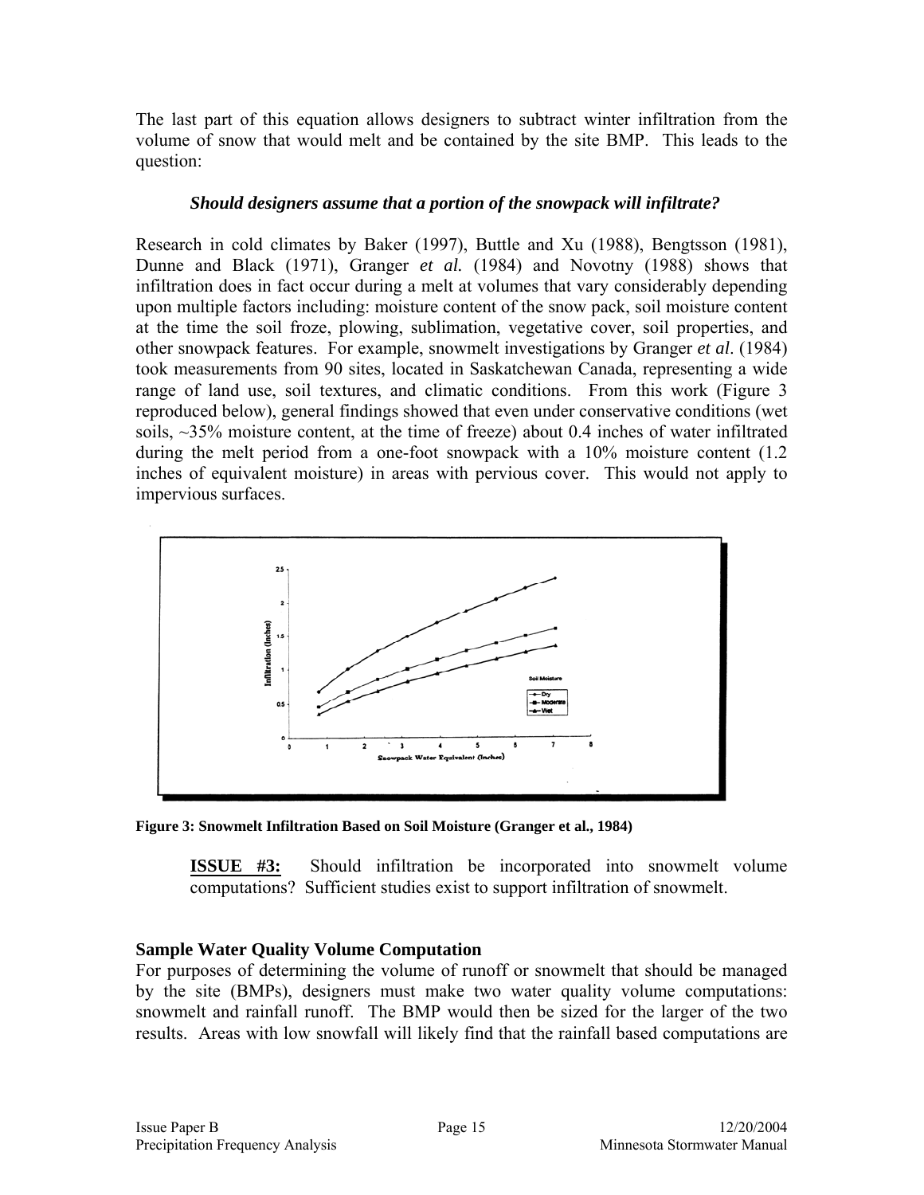The last part of this equation allows designers to subtract winter infiltration from the volume of snow that would melt and be contained by the site BMP. This leads to the question:

***Should designers assume that a portion of the snowpack will infiltrate?***

Research in cold climates by Baker (1997), Buttle and Xu (1988), Bengtsson (1981), Dunne and Black (1971), Granger *et al.* (1984) and Novotny (1988) shows that infiltration does in fact occur during a melt at volumes that vary considerably depending upon multiple factors including: moisture content of the snow pack, soil moisture content at the time the soil froze, plowing, sublimation, vegetative cover, soil properties, and other snowpack features. For example, snowmelt investigations by Granger *et al*. (1984) took measurements from 90 sites, located in Saskatchewan Canada, representing a wide range of land use, soil textures, and climatic conditions. From this work (Figure 3 reproduced below), general findings showed that even under conservative conditions (wet soils, ~35% moisture content, at the time of freeze) about 0.4 inches of water infiltrated during the melt period from a one-foot snowpack with a 10% moisture content (1.2 inches of equivalent moisture) in areas with pervious cover. This would not apply to impervious surfaces.

**Figure 3: Snowmelt Infiltration Based on Soil Moisture (Granger et al., 1984)**

> **ISSUE #3:** Should infiltration be incorporated into snowmelt volume computations? Sufficient studies exist to support infiltration of snowmelt.

### Sample Water Quality Volume Computation

For purposes of determining the volume of runoff or snowmelt that should be managed by the site (BMPs), designers must make two water quality volume computations: snowmelt and rainfall runoff. The BMP would then be sized for the larger of the two results. Areas with low snowfall will likely find that the rainfall based computations are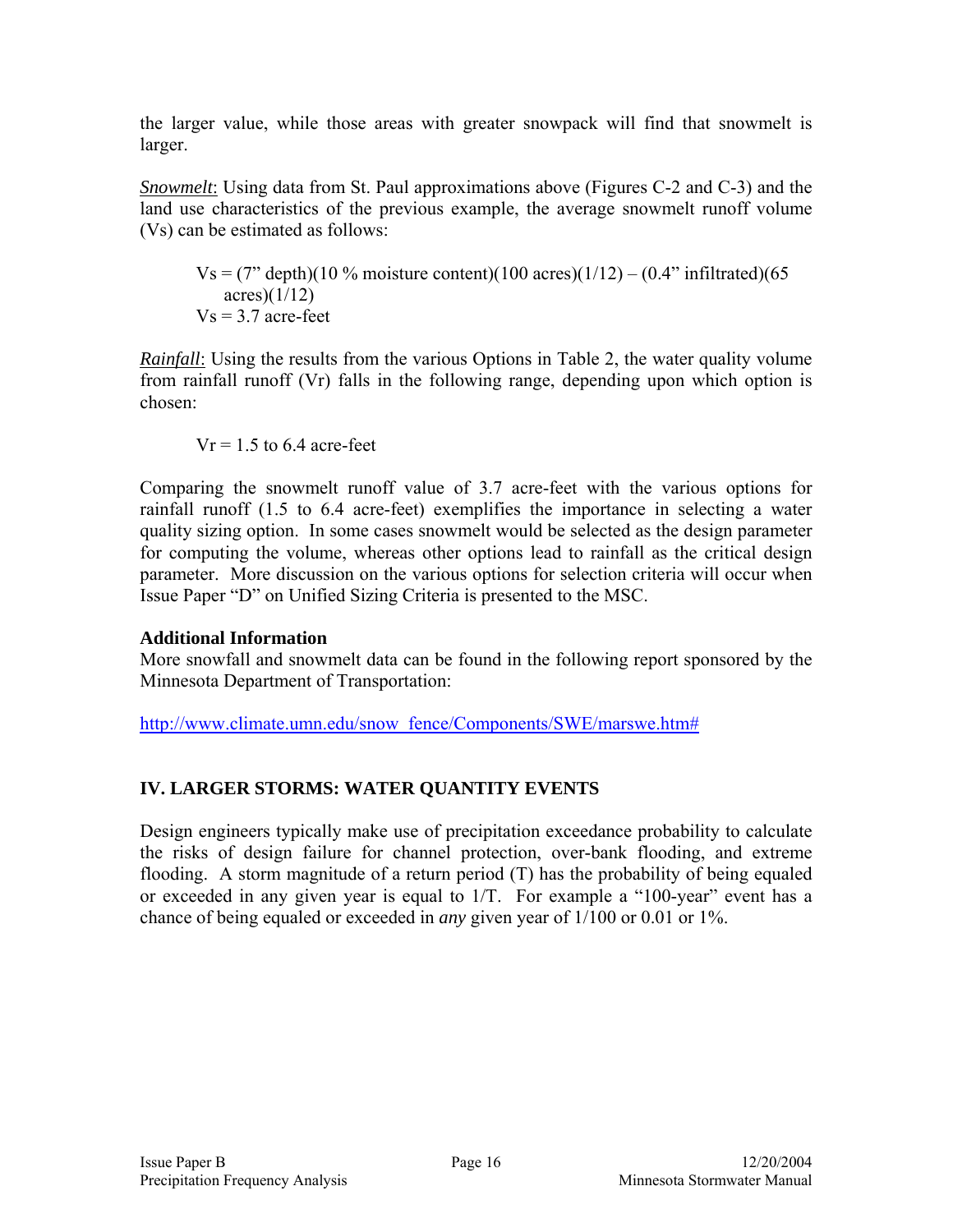the larger value, while those areas with greater snowpack will find that snowmelt is larger.

***Snowmelt***: Using data from St. Paul approximations above (Figures C-2 and C-3) and the land use characteristics of the previous example, the average snowmelt runoff volume (Vs) can be estimated as follows:

> Vs = (7" depth)(10 % moisture content)(100 acres)(1/12) – (0.4" infiltrated)(65 acres)(1/12)
> Vs = 3.7 acre-feet

***Rainfall***: Using the results from the various Options in Table 2, the water quality volume from rainfall runoff (Vr) falls in the following range, depending upon which option is chosen:

> Vr = 1.5 to 6.4 acre-feet

Comparing the snowmelt runoff value of 3.7 acre-feet with the various options for rainfall runoff (1.5 to 6.4 acre-feet) exemplifies the importance in selecting a water quality sizing option. In some cases snowmelt would be selected as the design parameter for computing the volume, whereas other options lead to rainfall as the critical design parameter. More discussion on the various options for selection criteria will occur when Issue Paper "D" on Unified Sizing Criteria is presented to the MSC.

**Additional Information**

More snowfall and snowmelt data can be found in the following report sponsored by the Minnesota Department of Transportation:

http://www.climate.umn.edu/snow_fence/Components/SWE/marswe.htm#

## IV. LARGER STORMS: WATER QUANTITY EVENTS

Design engineers typically make use of precipitation exceedance probability to calculate the risks of design failure for channel protection, over-bank flooding, and extreme flooding. A storm magnitude of a return period (T) has the probability of being equaled or exceeded in any given year is equal to 1/T. For example a "100-year" event has a chance of being equaled or exceeded in *any* given year of 1/100 or 0.01 or 1%.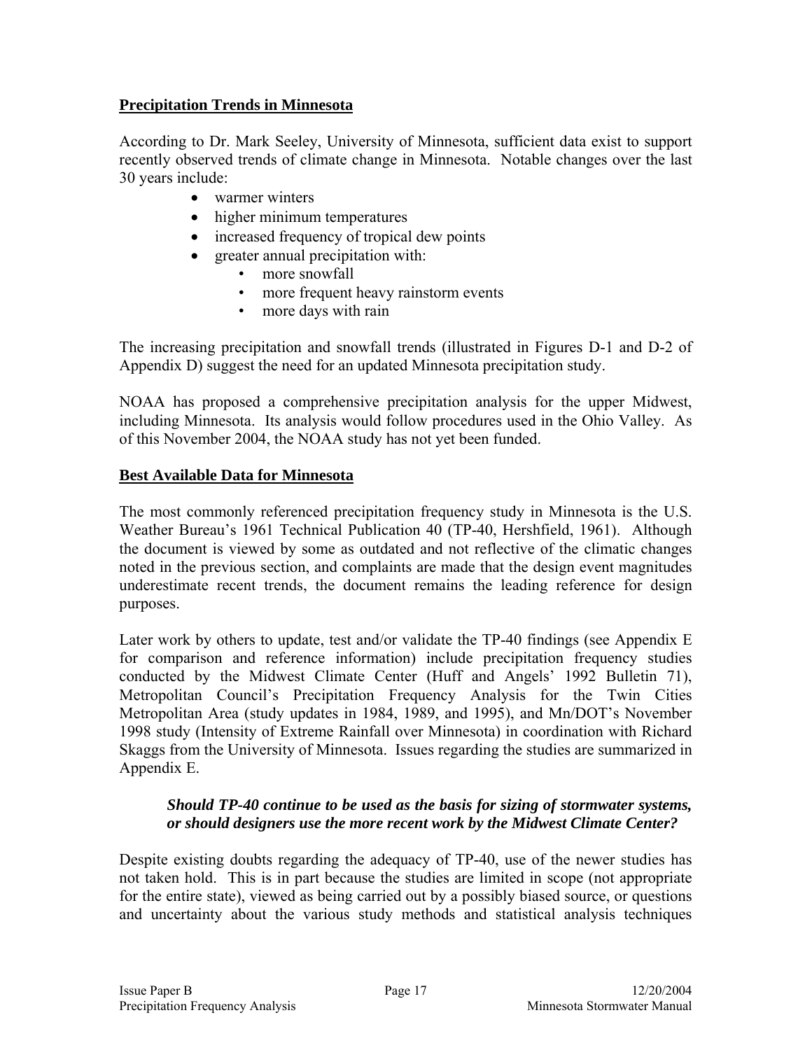## Precipitation Trends in Minnesota

According to Dr. Mark Seeley, University of Minnesota, sufficient data exist to support recently observed trends of climate change in Minnesota. Notable changes over the last 30 years include:

- warmer winters
- higher minimum temperatures
- increased frequency of tropical dew points
- greater annual precipitation with:
  - more snowfall
  - more frequent heavy rainstorm events
  - more days with rain

The increasing precipitation and snowfall trends (illustrated in Figures D-1 and D-2 of Appendix D) suggest the need for an updated Minnesota precipitation study.

NOAA has proposed a comprehensive precipitation analysis for the upper Midwest, including Minnesota. Its analysis would follow procedures used in the Ohio Valley. As of this November 2004, the NOAA study has not yet been funded.

## Best Available Data for Minnesota

The most commonly referenced precipitation frequency study in Minnesota is the U.S. Weather Bureau's 1961 Technical Publication 40 (TP-40, Hershfield, 1961). Although the document is viewed by some as outdated and not reflective of the climatic changes noted in the previous section, and complaints are made that the design event magnitudes underestimate recent trends, the document remains the leading reference for design purposes.

Later work by others to update, test and/or validate the TP-40 findings (see Appendix E for comparison and reference information) include precipitation frequency studies conducted by the Midwest Climate Center (Huff and Angels' 1992 Bulletin 71), Metropolitan Council's Precipitation Frequency Analysis for the Twin Cities Metropolitan Area (study updates in 1984, 1989, and 1995), and Mn/DOT's November 1998 study (Intensity of Extreme Rainfall over Minnesota) in coordination with Richard Skaggs from the University of Minnesota. Issues regarding the studies are summarized in Appendix E.

> ***Should TP-40 continue to be used as the basis for sizing of stormwater systems, or should designers use the more recent work by the Midwest Climate Center?***

Despite existing doubts regarding the adequacy of TP-40, use of the newer studies has not taken hold. This is in part because the studies are limited in scope (not appropriate for the entire state), viewed as being carried out by a possibly biased source, or questions and uncertainty about the various study methods and statistical analysis techniques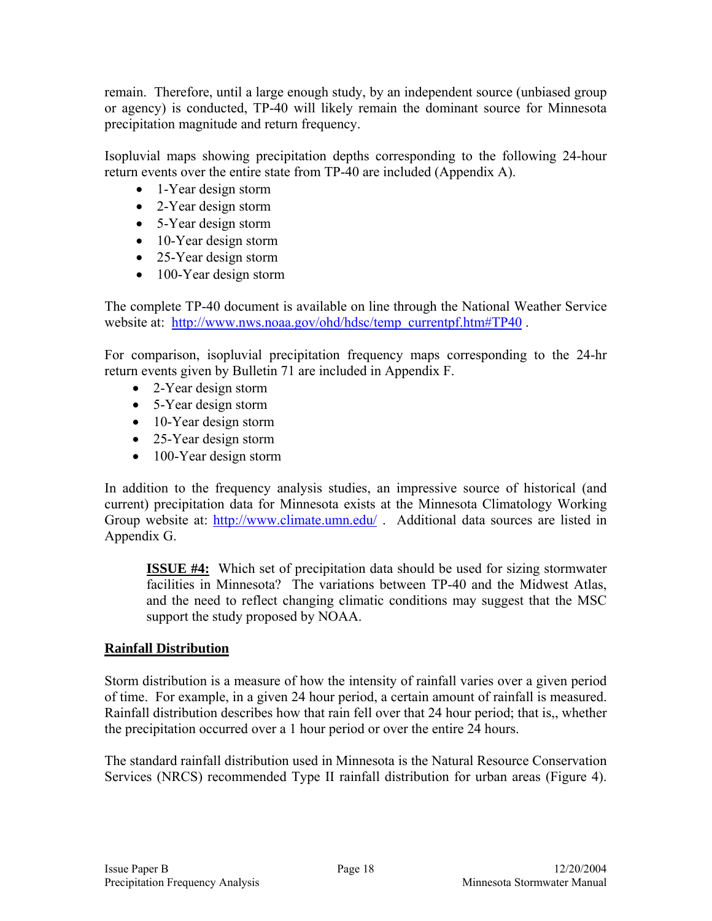remain. Therefore, until a large enough study, by an independent source (unbiased group or agency) is conducted, TP-40 will likely remain the dominant source for Minnesota precipitation magnitude and return frequency.

Isopluvial maps showing precipitation depths corresponding to the following 24-hour return events over the entire state from TP-40 are included (Appendix A).

- 1-Year design storm
- 2-Year design storm
- 5-Year design storm
- 10-Year design storm
- 25-Year design storm
- 100-Year design storm

The complete TP-40 document is available on line through the National Weather Service website at: http://www.nws.noaa.gov/ohd/hdsc/temp_currentpf.htm#TP40 .

For comparison, isopluvial precipitation frequency maps corresponding to the 24-hr return events given by Bulletin 71 are included in Appendix F.

- 2-Year design storm
- 5-Year design storm
- 10-Year design storm
- 25-Year design storm
- 100-Year design storm

In addition to the frequency analysis studies, an impressive source of historical (and current) precipitation data for Minnesota exists at the Minnesota Climatology Working Group website at: http://www.climate.umn.edu/ . Additional data sources are listed in Appendix G.

> **ISSUE #4:** Which set of precipitation data should be used for sizing stormwater facilities in Minnesota? The variations between TP-40 and the Midwest Atlas, and the need to reflect changing climatic conditions may suggest that the MSC support the study proposed by NOAA.

## Rainfall Distribution

Storm distribution is a measure of how the intensity of rainfall varies over a given period of time. For example, in a given 24 hour period, a certain amount of rainfall is measured. Rainfall distribution describes how that rain fell over that 24 hour period; that is,, whether the precipitation occurred over a 1 hour period or over the entire 24 hours.

The standard rainfall distribution used in Minnesota is the Natural Resource Conservation Services (NRCS) recommended Type II rainfall distribution for urban areas (Figure 4).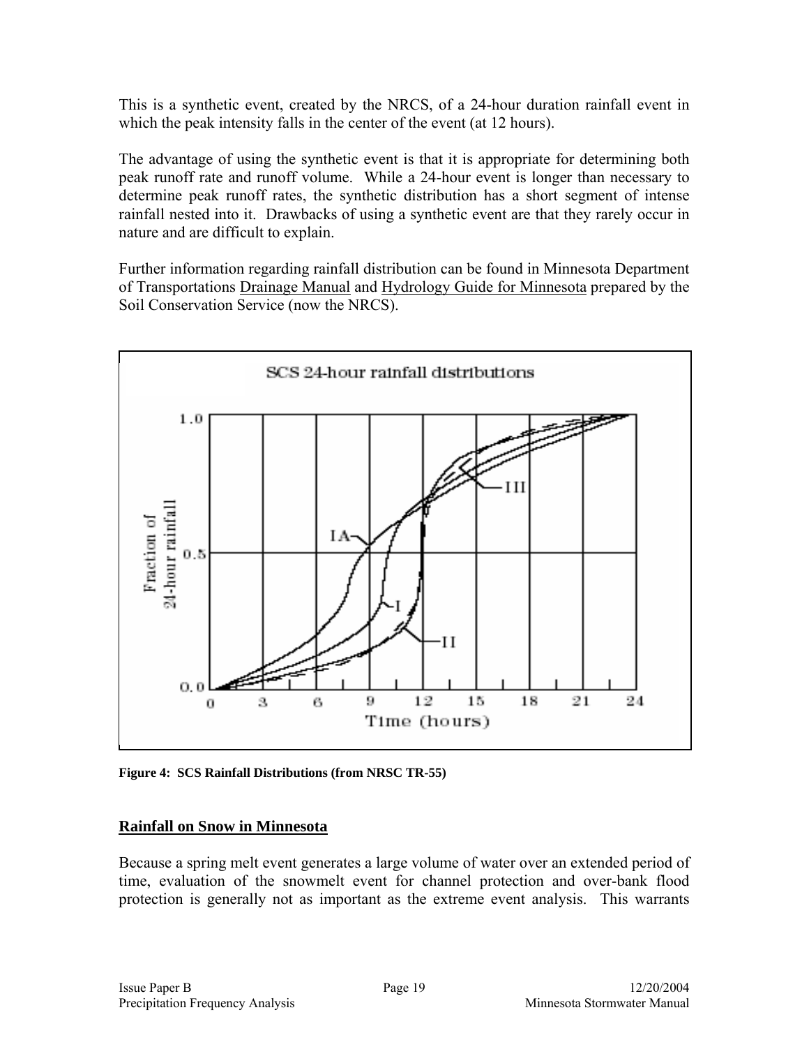This is a synthetic event, created by the NRCS, of a 24-hour duration rainfall event in which the peak intensity falls in the center of the event (at 12 hours).

The advantage of using the synthetic event is that it is appropriate for determining both peak runoff rate and runoff volume. While a 24-hour event is longer than necessary to determine peak runoff rates, the synthetic distribution has a short segment of intense rainfall nested into it. Drawbacks of using a synthetic event are that they rarely occur in nature and are difficult to explain.

Further information regarding rainfall distribution can be found in Minnesota Department of Transportations Drainage Manual and Hydrology Guide for Minnesota prepared by the Soil Conservation Service (now the NRCS).

**Figure 4: SCS Rainfall Distributions (from NRSC TR-55)**

## Rainfall on Snow in Minnesota

Because a spring melt event generates a large volume of water over an extended period of time, evaluation of the snowmelt event for channel protection and over-bank flood protection is generally not as important as the extreme event analysis. This warrants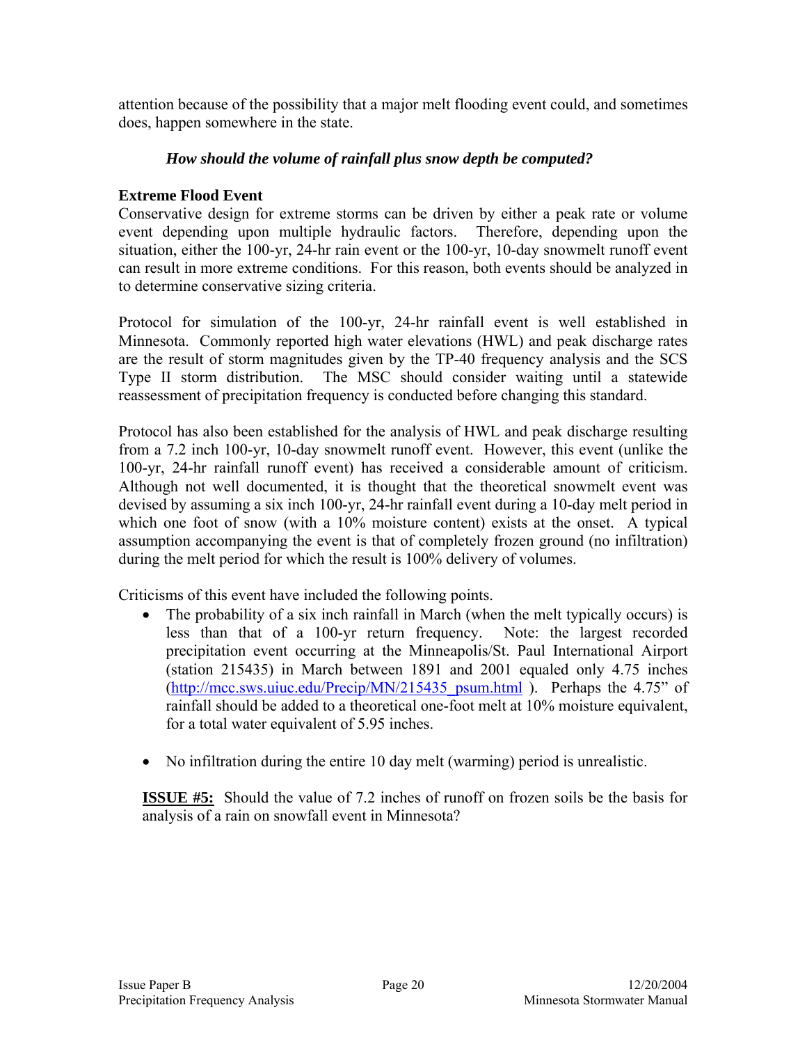attention because of the possibility that a major melt flooding event could, and sometimes does, happen somewhere in the state.

*How should the volume of rainfall plus snow depth be computed?*

**Extreme Flood Event**

Conservative design for extreme storms can be driven by either a peak rate or volume event depending upon multiple hydraulic factors. Therefore, depending upon the situation, either the 100-yr, 24-hr rain event or the 100-yr, 10-day snowmelt runoff event can result in more extreme conditions. For this reason, both events should be analyzed in to determine conservative sizing criteria.

Protocol for simulation of the 100-yr, 24-hr rainfall event is well established in Minnesota. Commonly reported high water elevations (HWL) and peak discharge rates are the result of storm magnitudes given by the TP-40 frequency analysis and the SCS Type II storm distribution. The MSC should consider waiting until a statewide reassessment of precipitation frequency is conducted before changing this standard.

Protocol has also been established for the analysis of HWL and peak discharge resulting from a 7.2 inch 100-yr, 10-day snowmelt runoff event. However, this event (unlike the 100-yr, 24-hr rainfall runoff event) has received a considerable amount of criticism. Although not well documented, it is thought that the theoretical snowmelt event was devised by assuming a six inch 100-yr, 24-hr rainfall event during a 10-day melt period in which one foot of snow (with a 10% moisture content) exists at the onset. A typical assumption accompanying the event is that of completely frozen ground (no infiltration) during the melt period for which the result is 100% delivery of volumes.

Criticisms of this event have included the following points.

- The probability of a six inch rainfall in March (when the melt typically occurs) is less than that of a 100-yr return frequency. Note: the largest recorded precipitation event occurring at the Minneapolis/St. Paul International Airport (station 215435) in March between 1891 and 2001 equaled only 4.75 inches (http://mcc.sws.uiuc.edu/Precip/MN/215435_psum.html ). Perhaps the 4.75" of rainfall should be added to a theoretical one-foot melt at 10% moisture equivalent, for a total water equivalent of 5.95 inches.

- No infiltration during the entire 10 day melt (warming) period is unrealistic.

**ISSUE #5:** Should the value of 7.2 inches of runoff on frozen soils be the basis for analysis of a rain on snowfall event in Minnesota?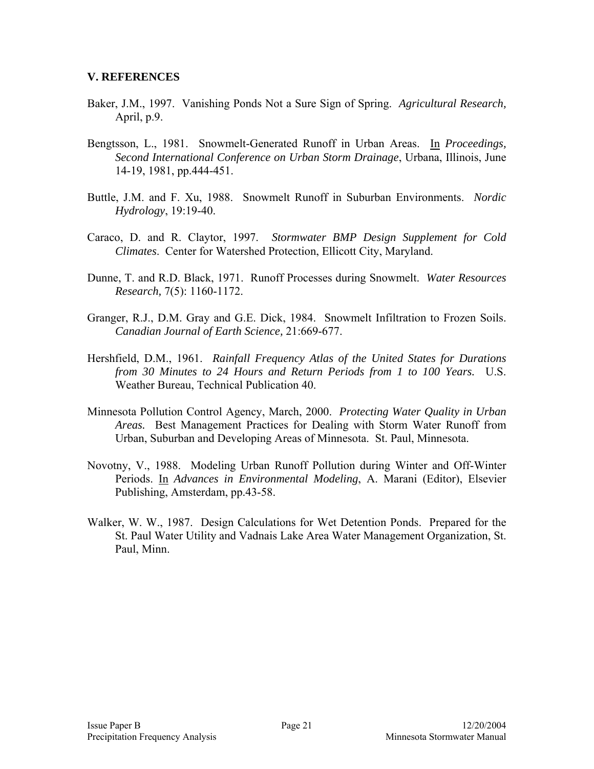## V. REFERENCES

Baker, J.M., 1997. Vanishing Ponds Not a Sure Sign of Spring. *Agricultural Research,* April, p.9.

Bengtsson, L., 1981. Snowmelt-Generated Runoff in Urban Areas. In *Proceedings, Second International Conference on Urban Storm Drainage*, Urbana, Illinois, June 14-19, 1981, pp.444-451.

Buttle, J.M. and F. Xu, 1988. Snowmelt Runoff in Suburban Environments. *Nordic Hydrology*, 19:19-40.

Caraco, D. and R. Claytor, 1997. *Stormwater BMP Design Supplement for Cold Climates*. Center for Watershed Protection, Ellicott City, Maryland.

Dunne, T. and R.D. Black, 1971. Runoff Processes during Snowmelt. *Water Resources Research,* 7(5): 1160-1172.

Granger, R.J., D.M. Gray and G.E. Dick, 1984. Snowmelt Infiltration to Frozen Soils. *Canadian Journal of Earth Science,* 21:669-677.

Hershfield, D.M., 1961. *Rainfall Frequency Atlas of the United States for Durations from 30 Minutes to 24 Hours and Return Periods from 1 to 100 Years.* U.S. Weather Bureau, Technical Publication 40.

Minnesota Pollution Control Agency, March, 2000. *Protecting Water Quality in Urban Areas.* Best Management Practices for Dealing with Storm Water Runoff from Urban, Suburban and Developing Areas of Minnesota. St. Paul, Minnesota.

Novotny, V., 1988. Modeling Urban Runoff Pollution during Winter and Off-Winter Periods. In *Advances in Environmental Modeling*, A. Marani (Editor), Elsevier Publishing, Amsterdam, pp.43-58.

Walker, W. W., 1987. Design Calculations for Wet Detention Ponds. Prepared for the St. Paul Water Utility and Vadnais Lake Area Water Management Organization, St. Paul, Minn.